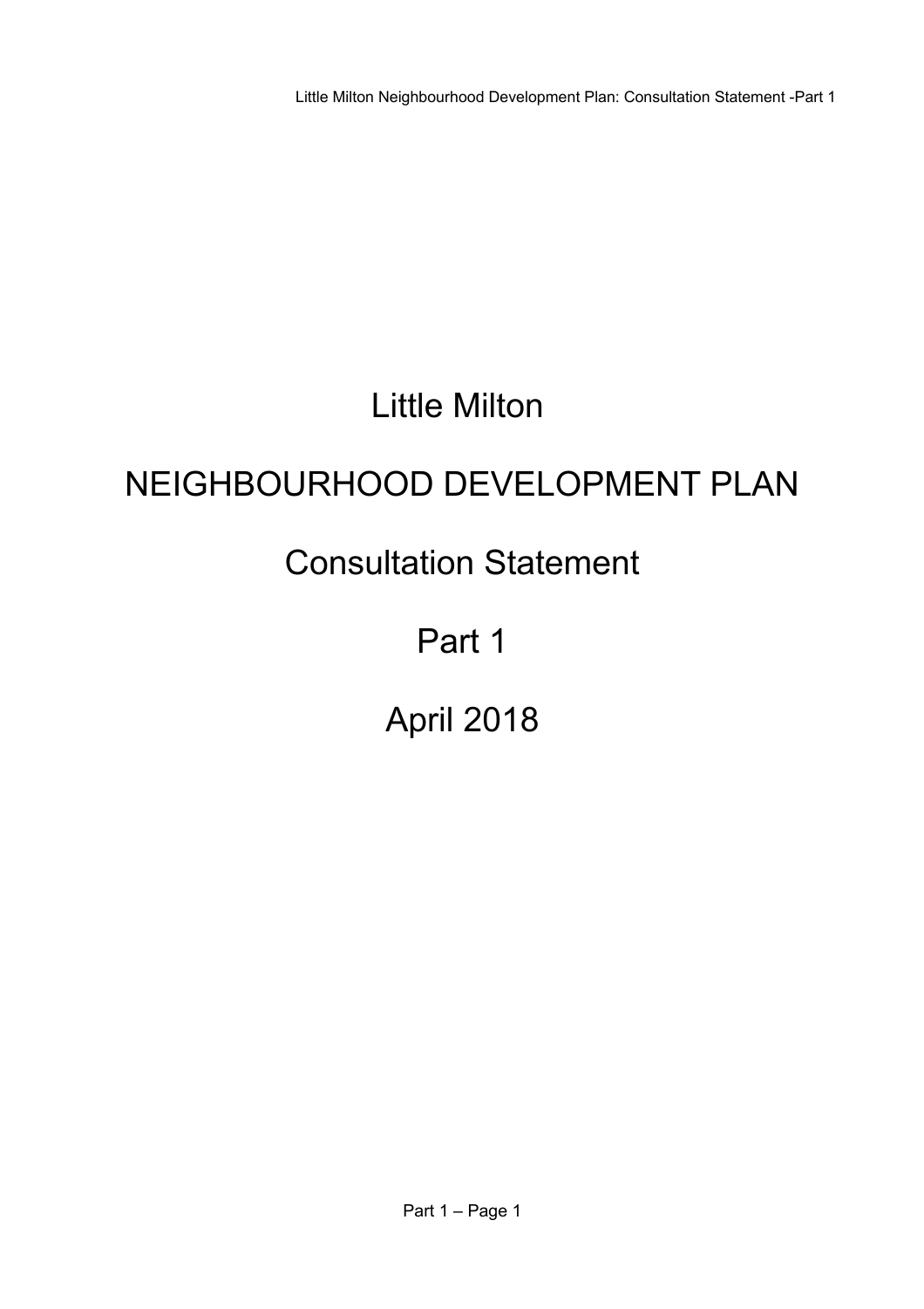# Little Milton

# NEIGHBOURHOOD DEVELOPMENT PLAN

## Consultation Statement

## Part 1

## April 2018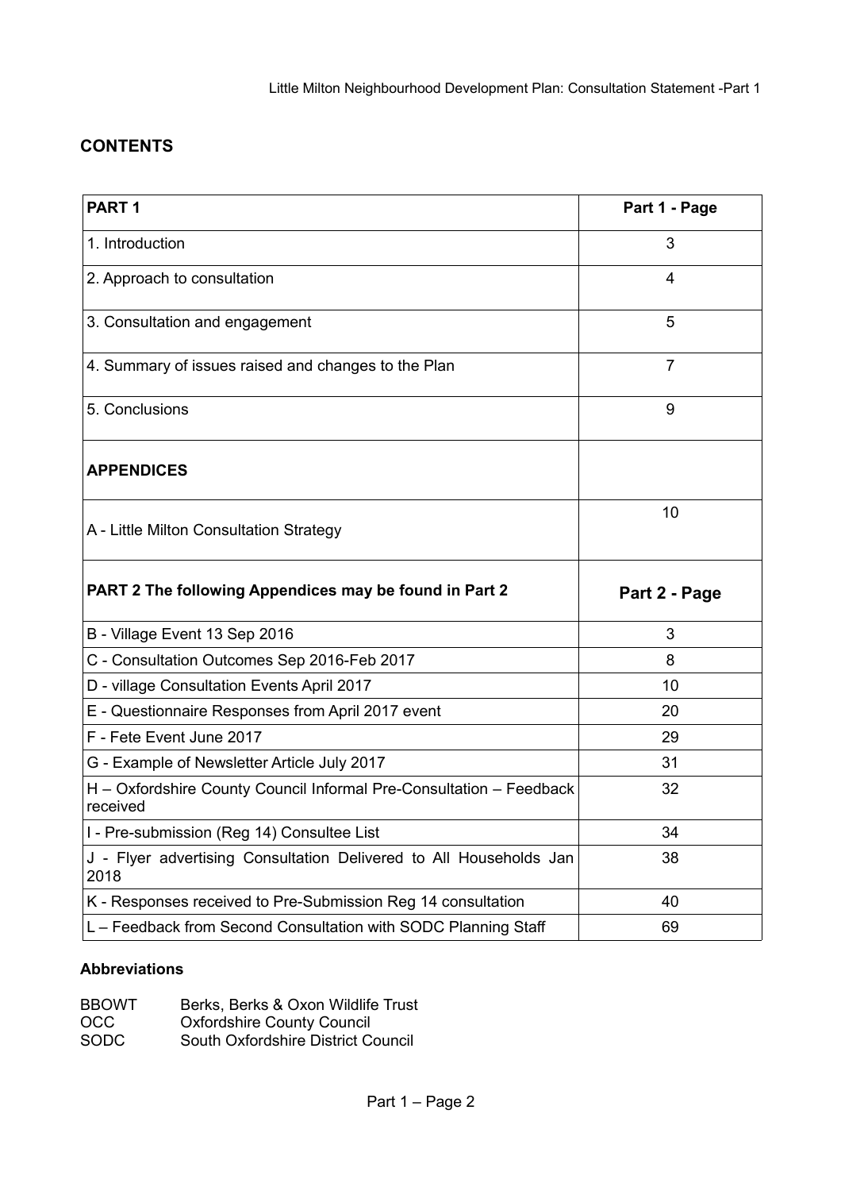## CONTENTS

| PART 1 | Part 1 - Page |
|---|---|
| 1. Introduction | 3 |
| 2. Approach to consultation | 4 |
| 3. Consultation and engagement | 5 |
| 4. Summary of issues raised and changes to the Plan | 7 |
| 5. Conclusions | 9 |
| **APPENDICES** | |
| A - Little Milton Consultation Strategy | 10 |
| **PART 2 The following Appendices may be found in Part 2** | **Part 2 - Page** |
| B - Village Event 13 Sep 2016 | 3 |
| C - Consultation Outcomes Sep 2016-Feb 2017 | 8 |
| D - village Consultation Events April 2017 | 10 |
| E - Questionnaire Responses from April 2017 event | 20 |
| F - Fete Event June 2017 | 29 |
| G - Example of Newsletter Article July 2017 | 31 |
| H – Oxfordshire County Council Informal Pre-Consultation – Feedback received | 32 |
| I - Pre-submission (Reg 14) Consultee List | 34 |
| J - Flyer advertising Consultation Delivered to All Households Jan 2018 | 38 |
| K - Responses received to Pre-Submission Reg 14 consultation | 40 |
| L – Feedback from Second Consultation with SODC Planning Staff | 69 |

**Abbreviations**

BBOWT Berks, Berks & Oxon Wildlife Trust
OCC Oxfordshire County Council
SODC South Oxfordshire District Council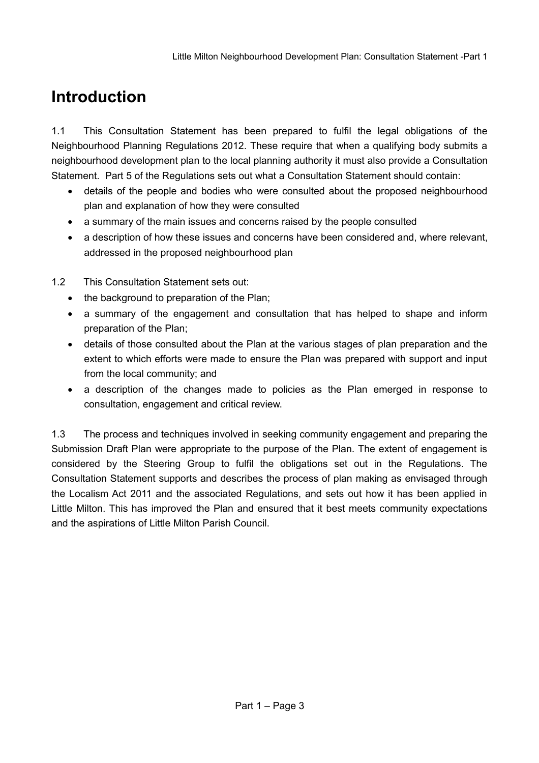# Introduction

1.1 This Consultation Statement has been prepared to fulfil the legal obligations of the Neighbourhood Planning Regulations 2012. These require that when a qualifying body submits a neighbourhood development plan to the local planning authority it must also provide a Consultation Statement. Part 5 of the Regulations sets out what a Consultation Statement should contain:

- details of the people and bodies who were consulted about the proposed neighbourhood plan and explanation of how they were consulted
- a summary of the main issues and concerns raised by the people consulted
- a description of how these issues and concerns have been considered and, where relevant, addressed in the proposed neighbourhood plan

1.2 This Consultation Statement sets out:

- the background to preparation of the Plan;
- a summary of the engagement and consultation that has helped to shape and inform preparation of the Plan;
- details of those consulted about the Plan at the various stages of plan preparation and the extent to which efforts were made to ensure the Plan was prepared with support and input from the local community; and
- a description of the changes made to policies as the Plan emerged in response to consultation, engagement and critical review.

1.3 The process and techniques involved in seeking community engagement and preparing the Submission Draft Plan were appropriate to the purpose of the Plan. The extent of engagement is considered by the Steering Group to fulfil the obligations set out in the Regulations. The Consultation Statement supports and describes the process of plan making as envisaged through the Localism Act 2011 and the associated Regulations, and sets out how it has been applied in Little Milton. This has improved the Plan and ensured that it best meets community expectations and the aspirations of Little Milton Parish Council.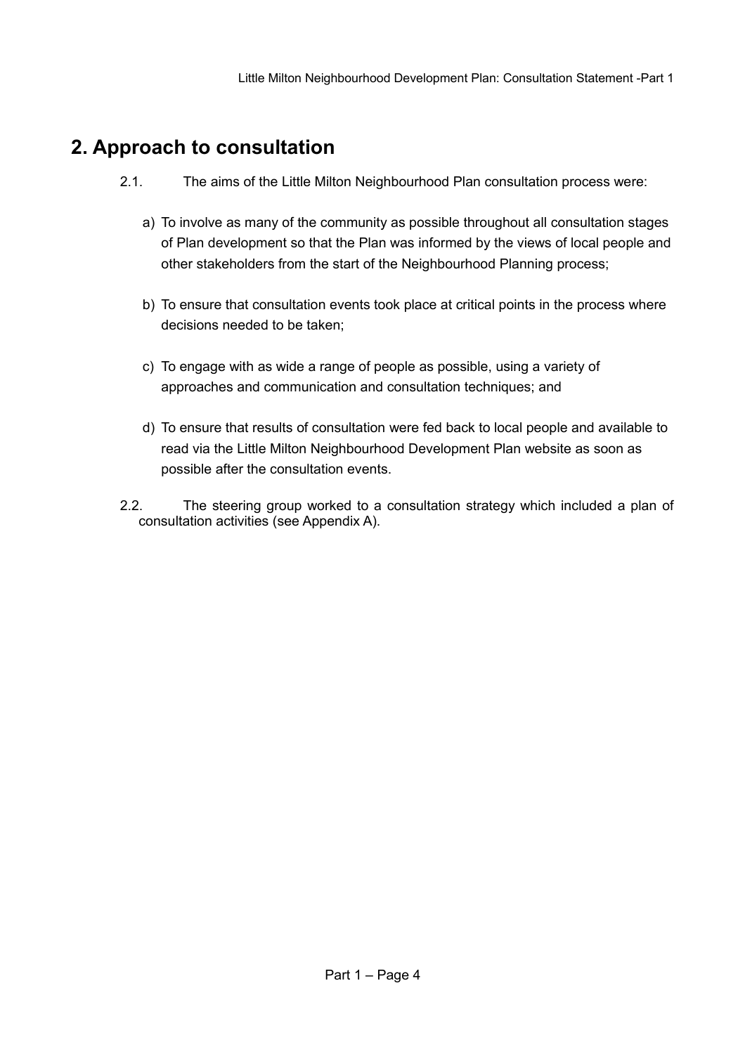## 2. Approach to consultation

2.1. The aims of the Little Milton Neighbourhood Plan consultation process were:

a) To involve as many of the community as possible throughout all consultation stages of Plan development so that the Plan was informed by the views of local people and other stakeholders from the start of the Neighbourhood Planning process;

b) To ensure that consultation events took place at critical points in the process where decisions needed to be taken;

c) To engage with as wide a range of people as possible, using a variety of approaches and communication and consultation techniques; and

d) To ensure that results of consultation were fed back to local people and available to read via the Little Milton Neighbourhood Development Plan website as soon as possible after the consultation events.

2.2. The steering group worked to a consultation strategy which included a plan of consultation activities (see Appendix A).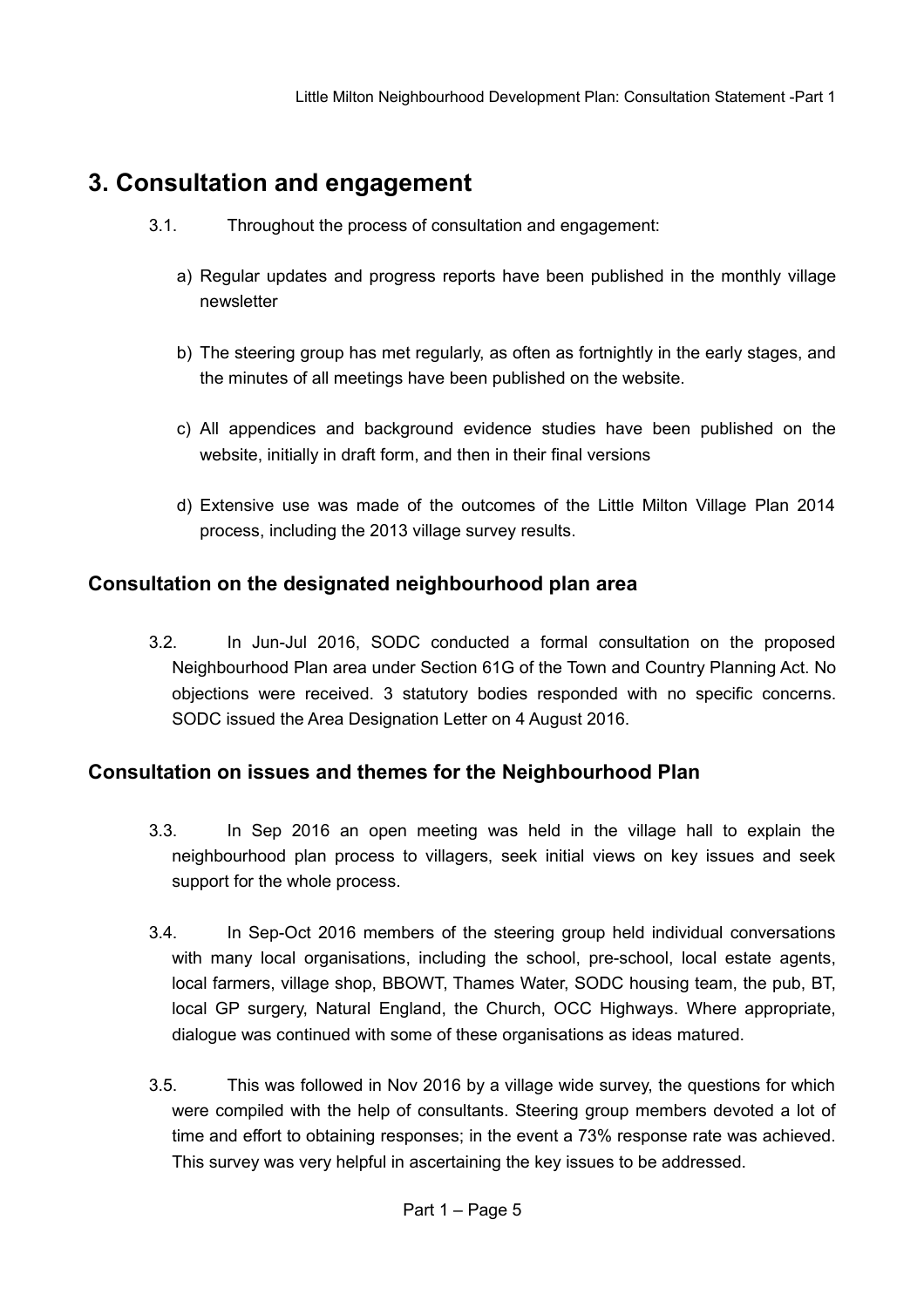# 3. Consultation and engagement

3.1. Throughout the process of consultation and engagement:

a) Regular updates and progress reports have been published in the monthly village newsletter

b) The steering group has met regularly, as often as fortnightly in the early stages, and the minutes of all meetings have been published on the website.

c) All appendices and background evidence studies have been published on the website, initially in draft form, and then in their final versions

d) Extensive use was made of the outcomes of the Little Milton Village Plan 2014 process, including the 2013 village survey results.

## Consultation on the designated neighbourhood plan area

3.2. In Jun-Jul 2016, SODC conducted a formal consultation on the proposed Neighbourhood Plan area under Section 61G of the Town and Country Planning Act. No objections were received. 3 statutory bodies responded with no specific concerns. SODC issued the Area Designation Letter on 4 August 2016.

## Consultation on issues and themes for the Neighbourhood Plan

3.3. In Sep 2016 an open meeting was held in the village hall to explain the neighbourhood plan process to villagers, seek initial views on key issues and seek support for the whole process.

3.4. In Sep-Oct 2016 members of the steering group held individual conversations with many local organisations, including the school, pre-school, local estate agents, local farmers, village shop, BBOWT, Thames Water, SODC housing team, the pub, BT, local GP surgery, Natural England, the Church, OCC Highways. Where appropriate, dialogue was continued with some of these organisations as ideas matured.

3.5. This was followed in Nov 2016 by a village wide survey, the questions for which were compiled with the help of consultants. Steering group members devoted a lot of time and effort to obtaining responses; in the event a 73% response rate was achieved. This survey was very helpful in ascertaining the key issues to be addressed.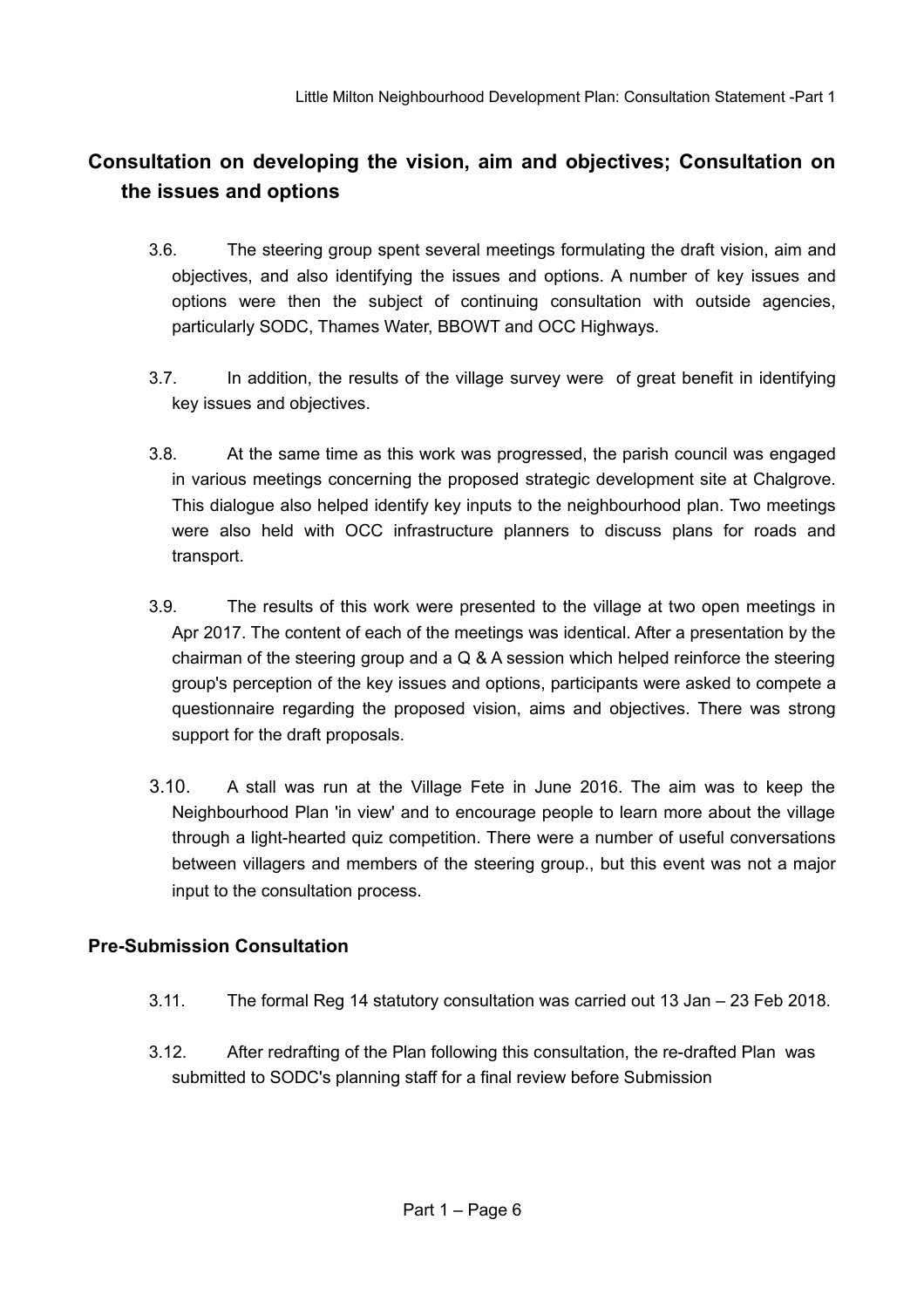## Consultation on developing the vision, aim and objectives; Consultation on the issues and options

3.6. The steering group spent several meetings formulating the draft vision, aim and objectives, and also identifying the issues and options. A number of key issues and options were then the subject of continuing consultation with outside agencies, particularly SODC, Thames Water, BBOWT and OCC Highways.

3.7. In addition, the results of the village survey were of great benefit in identifying key issues and objectives.

3.8. At the same time as this work was progressed, the parish council was engaged in various meetings concerning the proposed strategic development site at Chalgrove. This dialogue also helped identify key inputs to the neighbourhood plan. Two meetings were also held with OCC infrastructure planners to discuss plans for roads and transport.

3.9. The results of this work were presented to the village at two open meetings in Apr 2017. The content of each of the meetings was identical. After a presentation by the chairman of the steering group and a Q & A session which helped reinforce the steering group's perception of the key issues and options, participants were asked to compete a questionnaire regarding the proposed vision, aims and objectives. There was strong support for the draft proposals.

3.10. A stall was run at the Village Fete in June 2016. The aim was to keep the Neighbourhood Plan 'in view' and to encourage people to learn more about the village through a light-hearted quiz competition. There were a number of useful conversations between villagers and members of the steering group., but this event was not a major input to the consultation process.

### Pre-Submission Consultation

3.11. The formal Reg 14 statutory consultation was carried out 13 Jan – 23 Feb 2018.

3.12. After redrafting of the Plan following this consultation, the re-drafted Plan was submitted to SODC's planning staff for a final review before Submission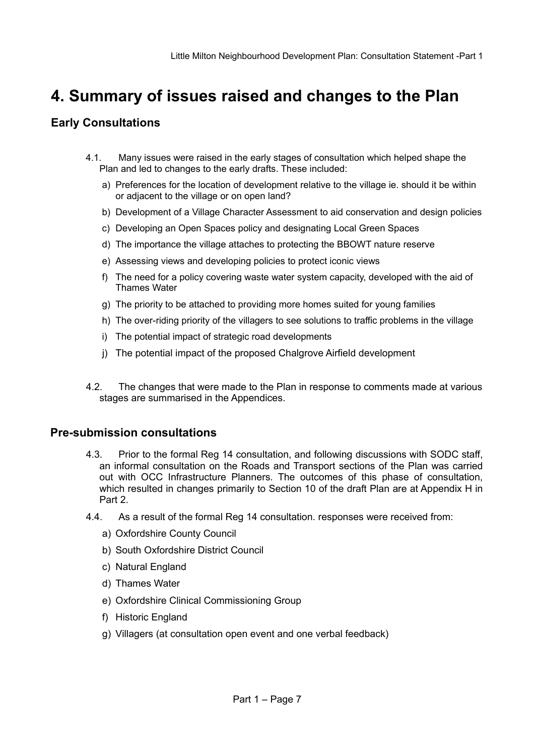# 4. Summary of issues raised and changes to the Plan

## Early Consultations

4.1. Many issues were raised in the early stages of consultation which helped shape the Plan and led to changes to the early drafts. These included:

a) Preferences for the location of development relative to the village ie. should it be within or adjacent to the village or on open land?

b) Development of a Village Character Assessment to aid conservation and design policies

c) Developing an Open Spaces policy and designating Local Green Spaces

d) The importance the village attaches to protecting the BBOWT nature reserve

e) Assessing views and developing policies to protect iconic views

f) The need for a policy covering waste water system capacity, developed with the aid of Thames Water

g) The priority to be attached to providing more homes suited for young families

h) The over-riding priority of the villagers to see solutions to traffic problems in the village

i) The potential impact of strategic road developments

j) The potential impact of the proposed Chalgrove Airfield development

4.2. The changes that were made to the Plan in response to comments made at various stages are summarised in the Appendices.

## Pre-submission consultations

4.3. Prior to the formal Reg 14 consultation, and following discussions with SODC staff, an informal consultation on the Roads and Transport sections of the Plan was carried out with OCC Infrastructure Planners. The outcomes of this phase of consultation, which resulted in changes primarily to Section 10 of the draft Plan are at Appendix H in Part 2.

4.4. As a result of the formal Reg 14 consultation. responses were received from:

a) Oxfordshire County Council

b) South Oxfordshire District Council

c) Natural England

d) Thames Water

e) Oxfordshire Clinical Commissioning Group

f) Historic England

g) Villagers (at consultation open event and one verbal feedback)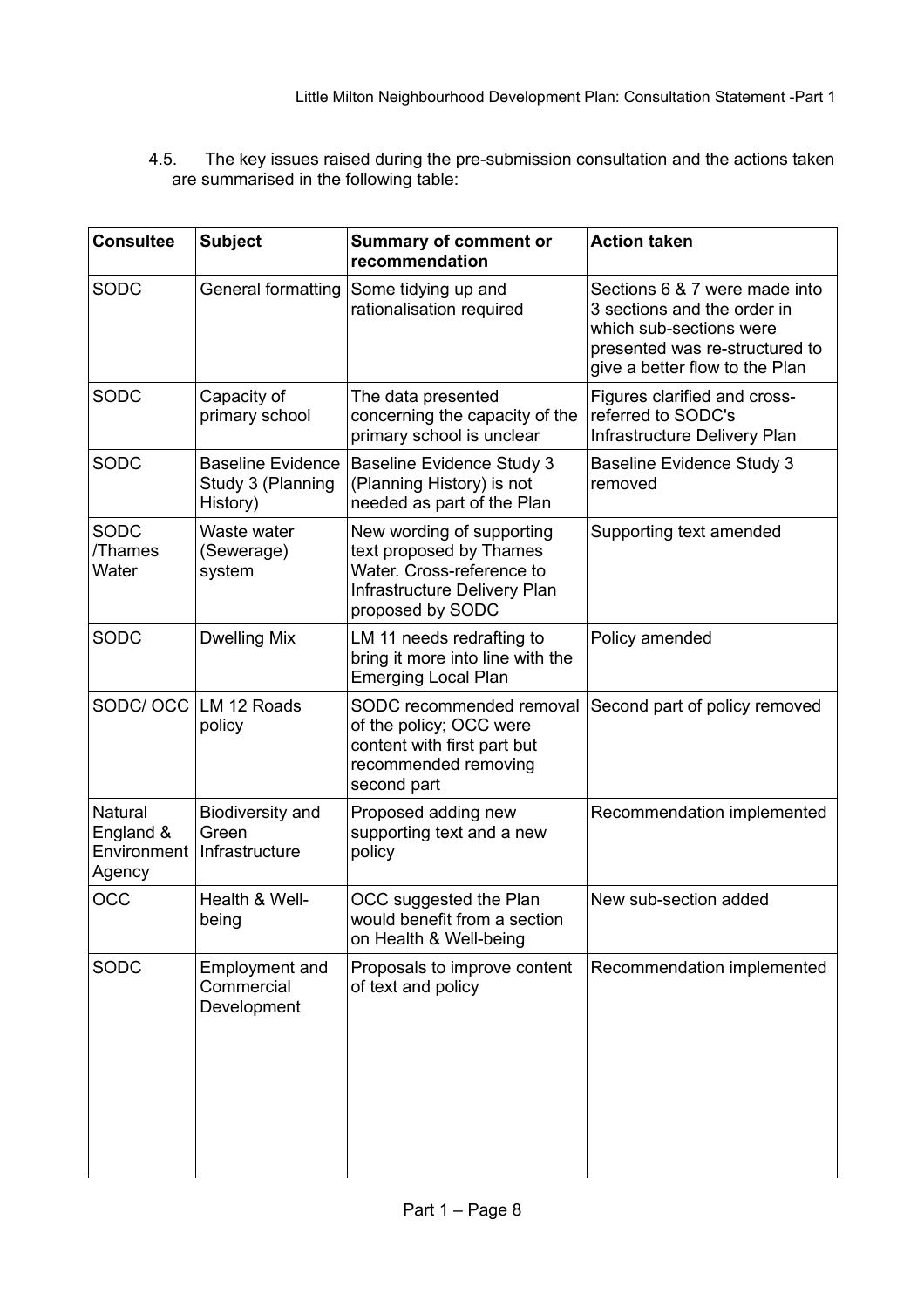4.5. The key issues raised during the pre-submission consultation and the actions taken are summarised in the following table:

| Consultee | Subject | Summary of comment or recommendation | Action taken |
|---|---|---|---|
| SODC | General formatting | Some tidying up and rationalisation required | Sections 6 & 7 were made into 3 sections and the order in which sub-sections were presented was re-structured to give a better flow to the Plan |
| SODC | Capacity of primary school | The data presented concerning the capacity of the primary school is unclear | Figures clarified and cross-referred to SODC's Infrastructure Delivery Plan |
| SODC | Baseline Evidence Study 3 (Planning History) | Baseline Evidence Study 3 (Planning History) is not needed as part of the Plan | Baseline Evidence Study 3 removed |
| SODC /Thames Water | Waste water (Sewerage) system | New wording of supporting text proposed by Thames Water. Cross-reference to Infrastructure Delivery Plan proposed by SODC | Supporting text amended |
| SODC | Dwelling Mix | LM 11 needs redrafting to bring it more into line with the Emerging Local Plan | Policy amended |
| SODC/ OCC | LM 12 Roads policy | SODC recommended removal of the policy; OCC were content with first part but recommended removing second part | Second part of policy removed |
| Natural England & Environment Agency | Biodiversity and Green Infrastructure | Proposed adding new supporting text and a new policy | Recommendation implemented |
| OCC | Health & Well-being | OCC suggested the Plan would benefit from a section on Health & Well-being | New sub-section added |
| SODC | Employment and Commercial Development | Proposals to improve content of text and policy | Recommendation implemented |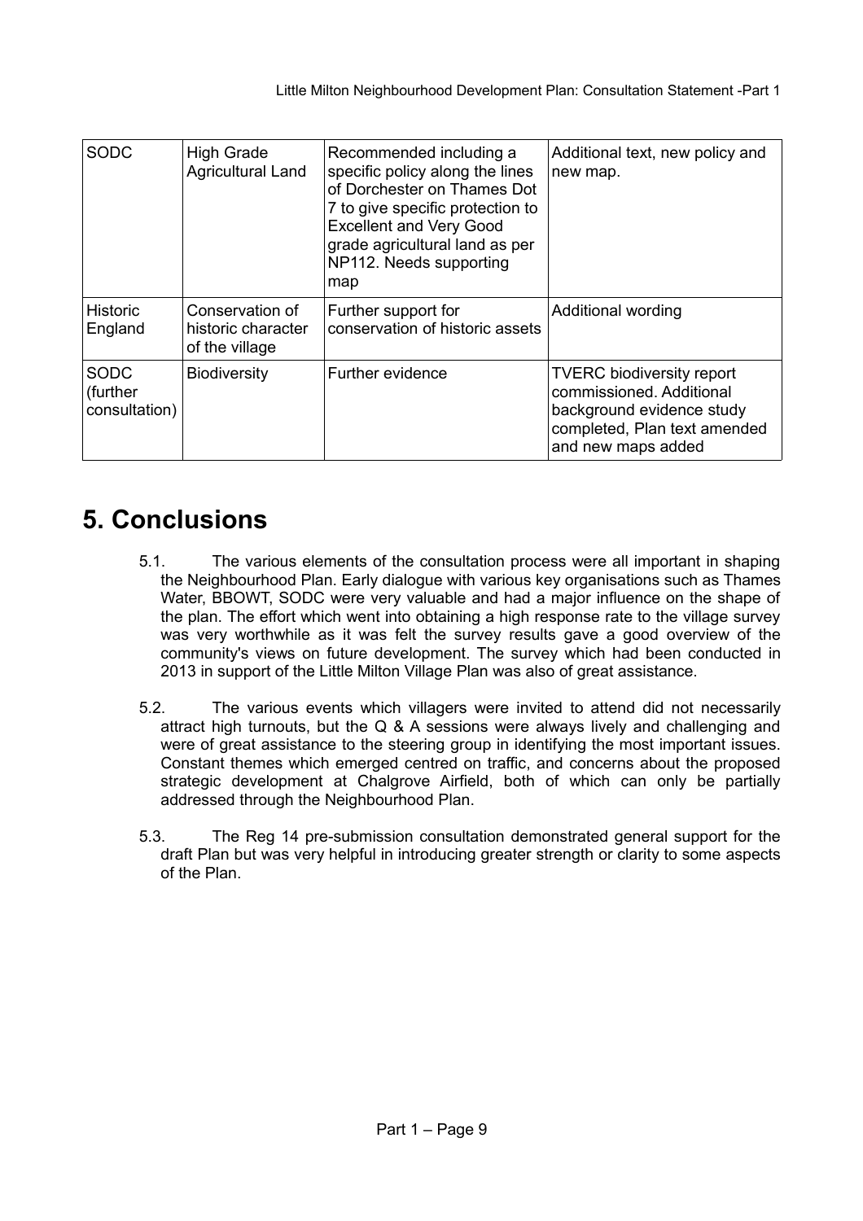| SODC | High Grade Agricultural Land | Recommended including a specific policy along the lines of Dorchester on Thames Dot 7 to give specific protection to Excellent and Very Good grade agricultural land as per NP112. Needs supporting map | Additional text, new policy and new map. |
|---|---|---|---|
| Historic England | Conservation of historic character of the village | Further support for conservation of historic assets | Additional wording |
| SODC (further consultation) | Biodiversity | Further evidence | TVERC biodiversity report commissioned. Additional background evidence study completed, Plan text amended and new maps added |

# 5. Conclusions

5.1. The various elements of the consultation process were all important in shaping the Neighbourhood Plan. Early dialogue with various key organisations such as Thames Water, BBOWT, SODC were very valuable and had a major influence on the shape of the plan. The effort which went into obtaining a high response rate to the village survey was very worthwhile as it was felt the survey results gave a good overview of the community's views on future development. The survey which had been conducted in 2013 in support of the Little Milton Village Plan was also of great assistance.

5.2. The various events which villagers were invited to attend did not necessarily attract high turnouts, but the Q & A sessions were always lively and challenging and were of great assistance to the steering group in identifying the most important issues. Constant themes which emerged centred on traffic, and concerns about the proposed strategic development at Chalgrove Airfield, both of which can only be partially addressed through the Neighbourhood Plan.

5.3. The Reg 14 pre-submission consultation demonstrated general support for the draft Plan but was very helpful in introducing greater strength or clarity to some aspects of the Plan.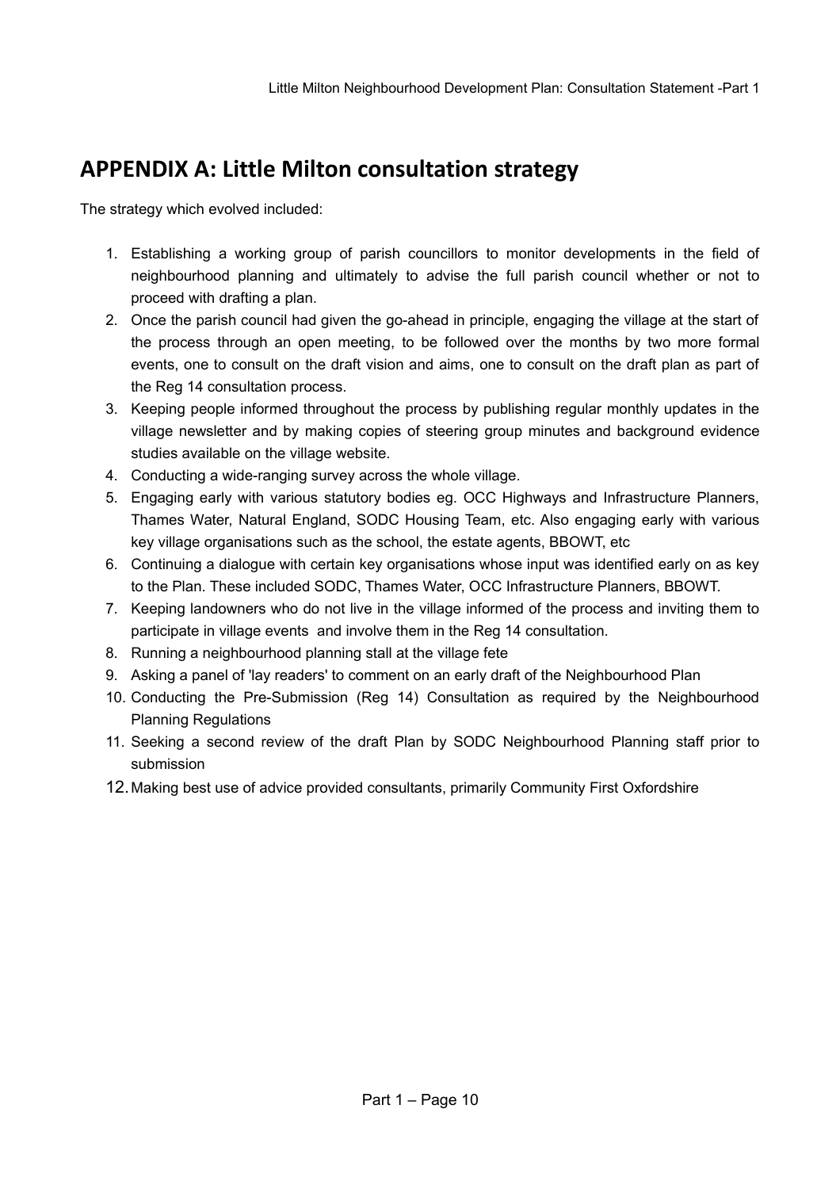## APPENDIX A: Little Milton consultation strategy

The strategy which evolved included:

1. Establishing a working group of parish councillors to monitor developments in the field of neighbourhood planning and ultimately to advise the full parish council whether or not to proceed with drafting a plan.
2. Once the parish council had given the go-ahead in principle, engaging the village at the start of the process through an open meeting, to be followed over the months by two more formal events, one to consult on the draft vision and aims, one to consult on the draft plan as part of the Reg 14 consultation process.
3. Keeping people informed throughout the process by publishing regular monthly updates in the village newsletter and by making copies of steering group minutes and background evidence studies available on the village website.
4. Conducting a wide-ranging survey across the whole village.
5. Engaging early with various statutory bodies eg. OCC Highways and Infrastructure Planners, Thames Water, Natural England, SODC Housing Team, etc. Also engaging early with various key village organisations such as the school, the estate agents, BBOWT, etc
6. Continuing a dialogue with certain key organisations whose input was identified early on as key to the Plan. These included SODC, Thames Water, OCC Infrastructure Planners, BBOWT.
7. Keeping landowners who do not live in the village informed of the process and inviting them to participate in village events and involve them in the Reg 14 consultation.
8. Running a neighbourhood planning stall at the village fete
9. Asking a panel of 'lay readers' to comment on an early draft of the Neighbourhood Plan
10. Conducting the Pre-Submission (Reg 14) Consultation as required by the Neighbourhood Planning Regulations
11. Seeking a second review of the draft Plan by SODC Neighbourhood Planning staff prior to submission
12. Making best use of advice provided consultants, primarily Community First Oxfordshire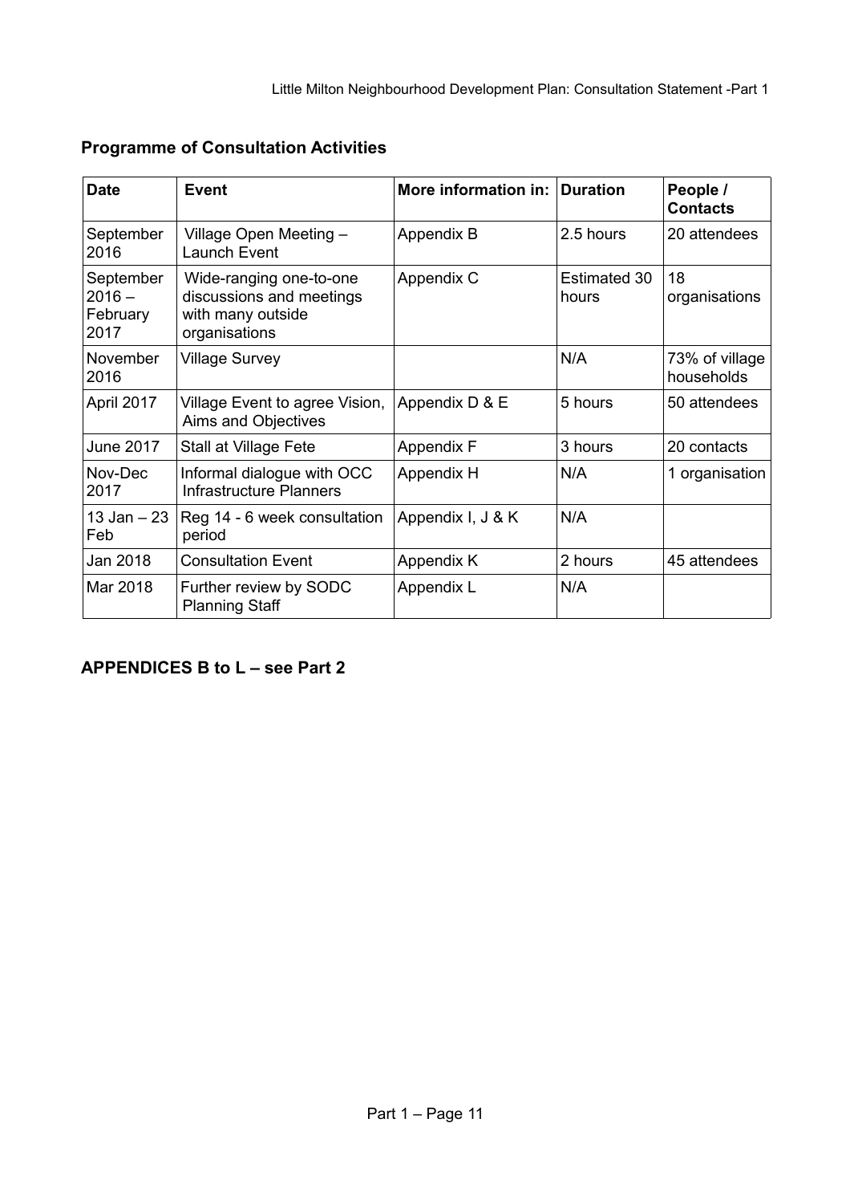## Programme of Consultation Activities

| Date | Event | More information in: | Duration | People / Contacts |
|---|---|---|---|---|
| September 2016 | Village Open Meeting – Launch Event | Appendix B | 2.5 hours | 20 attendees |
| September 2016 – February 2017 | Wide-ranging one-to-one discussions and meetings with many outside organisations | Appendix C | Estimated 30 hours | 18 organisations |
| November 2016 | Village Survey | | N/A | 73% of village households |
| April 2017 | Village Event to agree Vision, Aims and Objectives | Appendix D & E | 5 hours | 50 attendees |
| June 2017 | Stall at Village Fete | Appendix F | 3 hours | 20 contacts |
| Nov-Dec 2017 | Informal dialogue with OCC Infrastructure Planners | Appendix H | N/A | 1 organisation |
| 13 Jan – 23 Feb | Reg 14 - 6 week consultation period | Appendix I, J & K | N/A | |
| Jan 2018 | Consultation Event | Appendix K | 2 hours | 45 attendees |
| Mar 2018 | Further review by SODC Planning Staff | Appendix L | N/A | |

## APPENDICES B to L – see Part 2